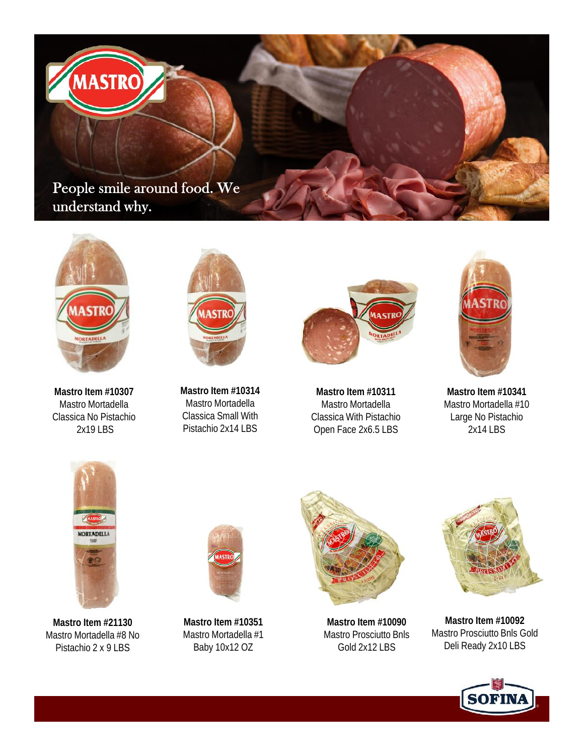People smile around food. We understand why.

**Mastro Item #10307**
Mastro Mortadella Classica No Pistachio 2x19 LBS

**Mastro Item #10314**
Mastro Mortadella Classica Small With Pistachio 2x14 LBS

**Mastro Item #10311**
Mastro Mortadella Classica With Pistachio Open Face 2x6.5 LBS

**Mastro Item #10341**
Mastro Mortadella #10 Large No Pistachio 2x14 LBS

**Mastro Item #21130**
Mastro Mortadella #8 No Pistachio 2 x 9 LBS

**Mastro Item #10351**
Mastro Mortadella #1 Baby 10x12 OZ

**Mastro Item #10090**
Mastro Prosciutto Bnls Gold 2x12 LBS

**Mastro Item #10092**
Mastro Prosciutto Bnls Gold Deli Ready 2x10 LBS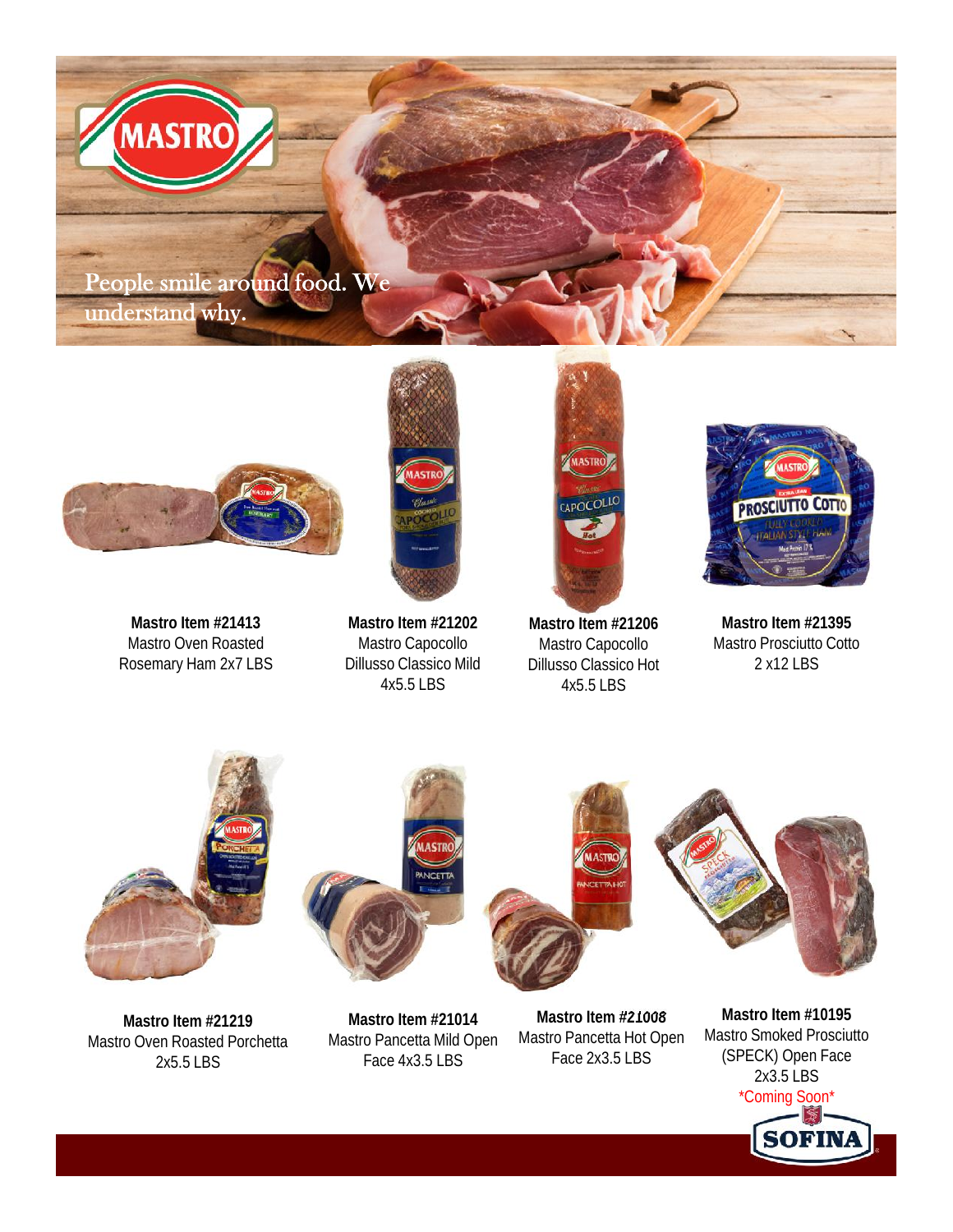People smile around food. We understand why.

**Mastro Item #21413**
Mastro Oven Roasted Rosemary Ham 2x7 LBS

**Mastro Item #21202**
Mastro Capocollo Dillusso Classico Mild 4x5.5 LBS

**Mastro Item #21206**
Mastro Capocollo Dillusso Classico Hot 4x5.5 LBS

**Mastro Item #21395**
Mastro Prosciutto Cotto 2 x12 LBS

**Mastro Item #21219**
Mastro Oven Roasted Porchetta 2x5.5 LBS

**Mastro Item #21014**
Mastro Pancetta Mild Open Face 4x3.5 LBS

**Mastro Item #*21008***
Mastro Pancetta Hot Open Face 2x3.5 LBS

**Mastro Item #10195**
Mastro Smoked Prosciutto (SPECK) Open Face 2x3.5 LBS
*Coming Soon*

SOFINA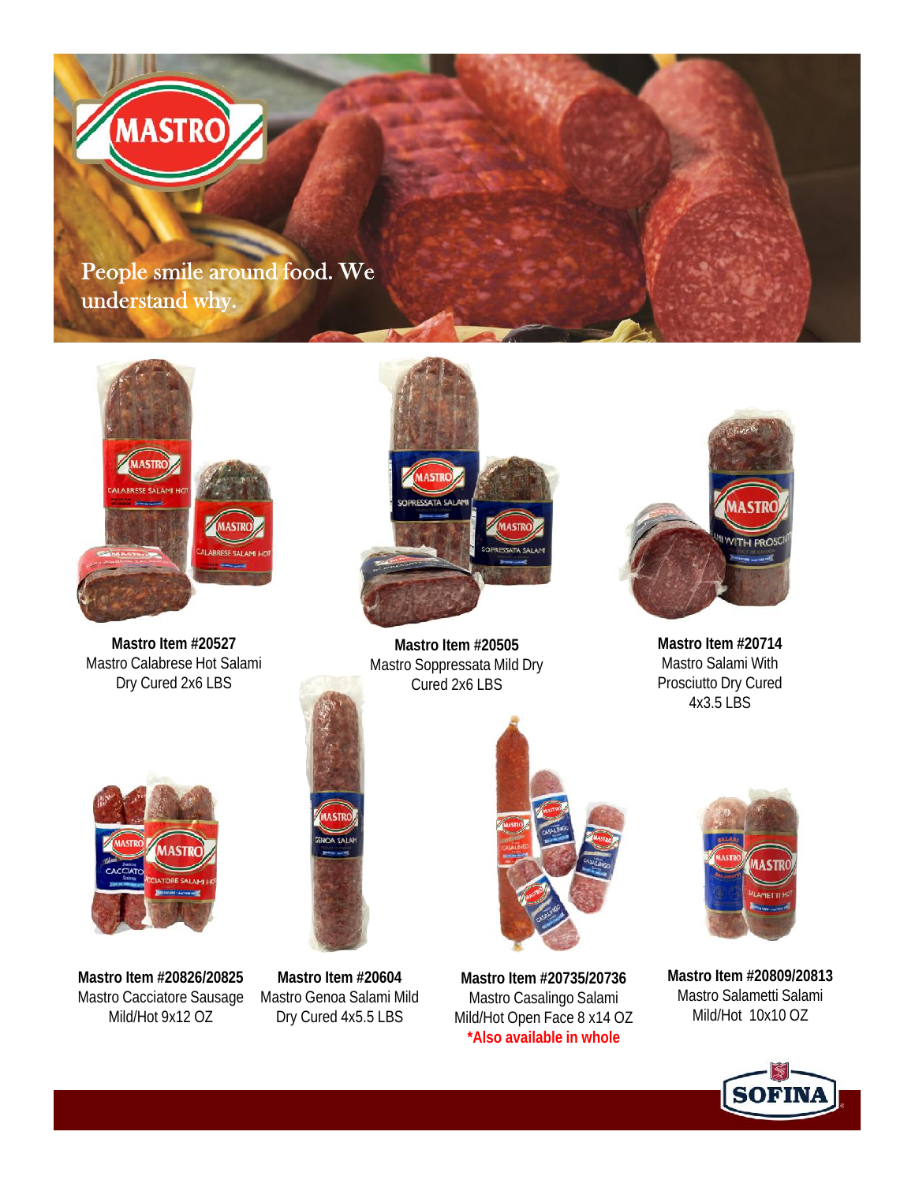People smile around food. We understand why.

**Mastro Item #20527**
Mastro Calabrese Hot Salami Dry Cured 2x6 LBS

**Mastro Item #20505**
Mastro Soppressata Mild Dry Cured 2x6 LBS

**Mastro Item #20714**
Mastro Salami With Prosciutto Dry Cured 4x3.5 LBS

**Mastro Item #20826/20825**
Mastro Cacciatore Sausage Mild/Hot 9x12 OZ

**Mastro Item #20604**
Mastro Genoa Salami Mild Dry Cured 4x5.5 LBS

**Mastro Item #20735/20736**
Mastro Casalingo Salami Mild/Hot Open Face 8 x14 OZ
***Also available in whole**

**Mastro Item #20809/20813**
Mastro Salametti Salami Mild/Hot 10x10 OZ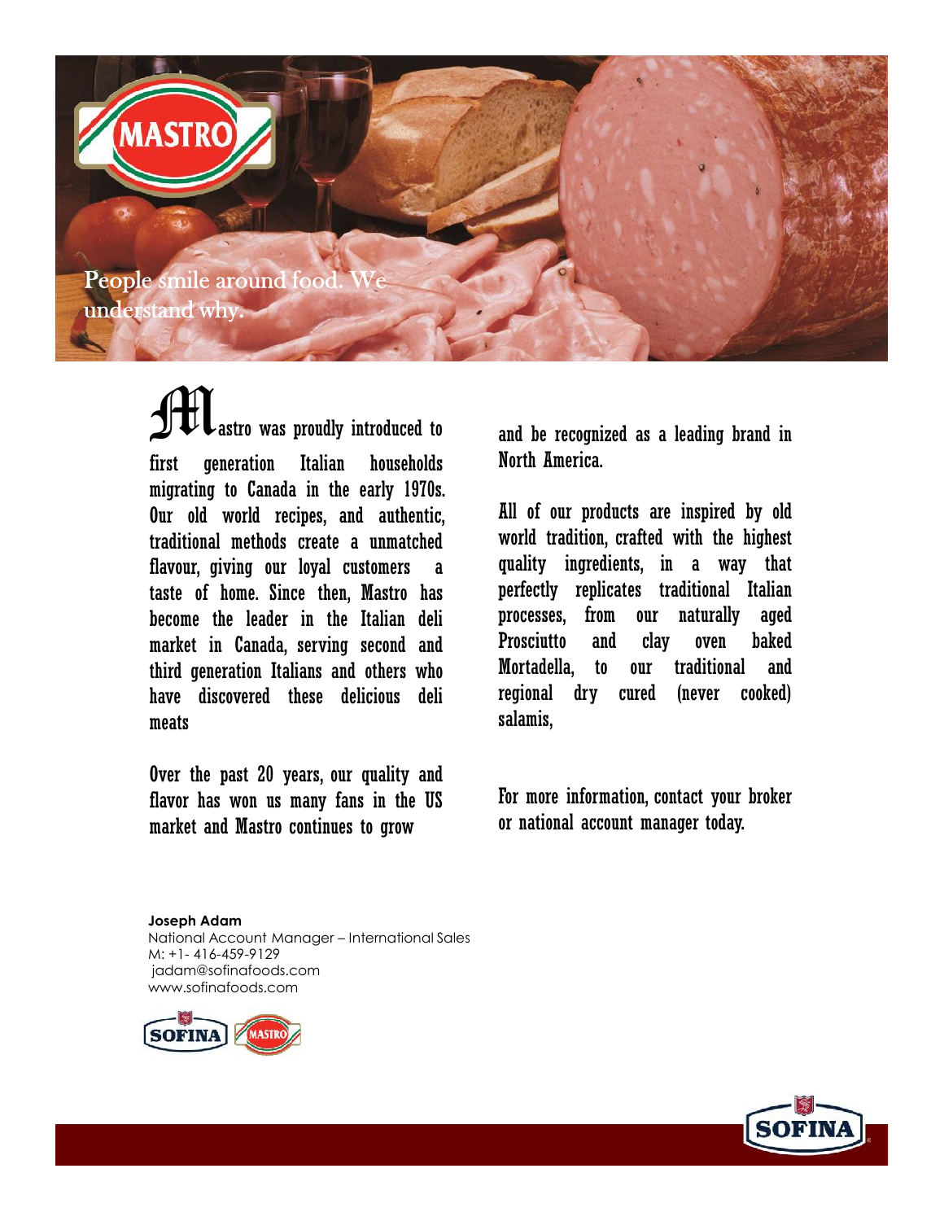People smile around food. We understand why.

Mastro was proudly introduced to first generation Italian households migrating to Canada in the early 1970s. Our old world recipes, and authentic, traditional methods create a unmatched flavour, giving our loyal customers a taste of home. Since then, Mastro has become the leader in the Italian deli market in Canada, serving second and third generation Italians and others who have discovered these delicious deli meats

Over the past 20 years, our quality and flavor has won us many fans in the US market and Mastro continues to grow and be recognized as a leading brand in North America.

All of our products are inspired by old world tradition, crafted with the highest quality ingredients, in a way that perfectly replicates traditional Italian processes, from our naturally aged Prosciutto and clay oven baked Mortadella, to our traditional and regional dry cured (never cooked) salamis,

For more information, contact your broker or national account manager today.

**Joseph Adam**
National Account Manager – International Sales
M: +1- 416-459-9129
jadam@sofinafoods.com
www.sofinafoods.com